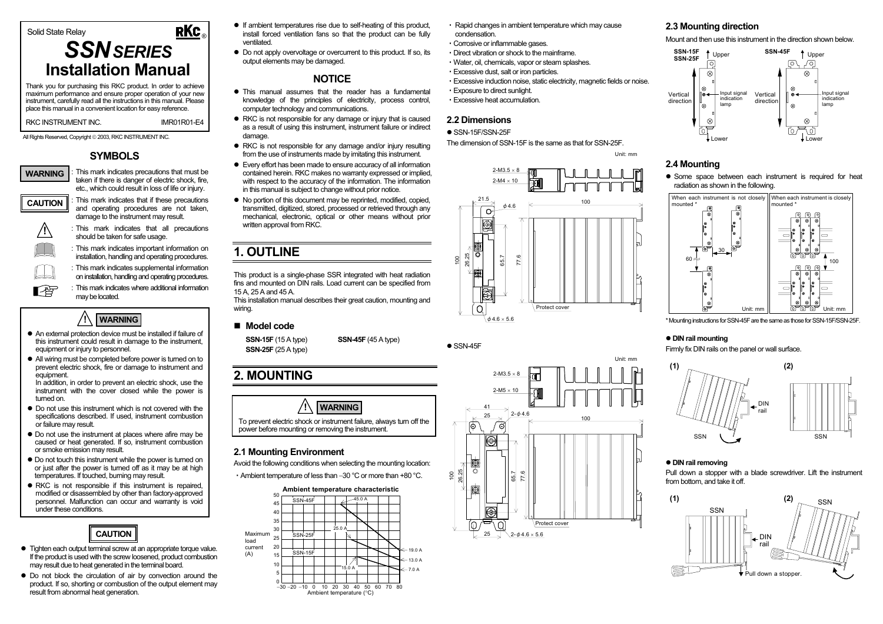Solid State Relay

RKC

# SSN SERIES
# Installation Manual

Thank you for purchasing this RKC product. In order to achieve maximum performance and ensure proper operation of your new instrument, carefully read all the instructions in this manual. Please place this manual in a convenient location for easy reference.

RKC INSTRUMENT INC. IMR01R01-E4

All Rights Reserved, Copyright © 2003, RKC INSTRUMENT INC.

## SYMBOLS

**WARNING** : This mark indicates precautions that must be taken if there is danger of electric shock, fire, etc., which could result in loss of life or injury.

**CAUTION** : This mark indicates that if these precautions and operating procedures are not taken, damage to the instrument may result.

: This mark indicates that all precautions should be taken for safe usage.

: This mark indicates important information on installation, handling and operating procedures.

: This mark indicates supplemental information on installation, handling and operating procedures.

: This mark indicates where additional information may be located.

## WARNING

- An external protection device must be installed if failure of this instrument could result in damage to the instrument, equipment or injury to personnel.
- All wiring must be completed before power is turned on to prevent electric shock, fire or damage to instrument and equipment.
  In addition, in order to prevent an electric shock, use the instrument with the cover closed while the power is turned on.
- Do not use this instrument which is not covered with the specifications described. If used, instrument combustion or failure may result.
- Do not use the instrument at places where afire may be caused or heat generated. If so, instrument combustion or smoke emission may result.
- Do not touch this instrument while the power is turned on or just after the power is turned off as it may be at high temperatures. If touched, burning may result.
- RKC is not responsible if this instrument is repaired, modified or disassembled by other than factory-approved personnel. Malfunction can occur and warranty is void under these conditions.

## CAUTION

- Tighten each output terminal screw at an appropriate torque value. If the product is used with the screw loosened, product combustion may result due to heat generated in the terminal board.
- Do not block the circulation of air by convection around the product. If so, shorting or combustion of the output element may result from abnormal heat generation.
- If ambient temperatures rise due to self-heating of this product, install forced ventilation fans so that the product can be fully ventilated.
- Do not apply overvoltage or overcurrent to this product. If so, its output elements may be damaged.

## NOTICE

- This manual assumes that the reader has a fundamental knowledge of the principles of electricity, process control, computer technology and communications.
- RKC is not responsible for any damage or injury that is caused as a result of using this instrument, instrument failure or indirect damage.
- RKC is not responsible for any damage and/or injury resulting from the use of instruments made by imitating this instrument.
- Every effort has been made to ensure accuracy of all information contained herein. RKC makes no warranty expressed or implied, with respect to the accuracy of the information. The information in this manual is subject to change without prior notice.
- No portion of this document may be reprinted, modified, copied, transmitted, digitized, stored, processed or retrieved through any mechanical, electronic, optical or other means without prior written approval from RKC.

# 1. OUTLINE

This product is a single-phase SSR integrated with heat radiation fins and mounted on DIN rails. Load current can be specified from 15 A, 25 A and 45 A.

This installation manual describes their great caution, mounting and wiring.

## ■ Model code

**SSN-15F** (15 A type) **SSN-45F** (45 A type)
**SSN-25F** (25 A type)

# 2. MOUNTING

**WARNING**

To prevent electric shock or instrument failure, always turn off the power before mounting or removing the instrument.

## 2.1 Mounting Environment

Avoid the following conditions when selecting the mounting location:

- Ambient temperature of less than −30 °C or more than +80 °C.

**Ambient temperature characteristic**

(Graph: Maximum load current (A) vs. Ambient temperature (°C), −30 to 80 °C. SSN-45F: 45.0 A, falling to 19.0 A at 80 °C; SSN-25F: 25.0 A, falling to 13.0 A at 80 °C; SSN-15F: 15.0 A, falling to 7.0 A at 80 °C.)

- Rapid changes in ambient temperature which may cause condensation.
- Corrosive or inflammable gases.
- Direct vibration or shock to the mainframe.
- Water, oil, chemicals, vapor or steam splashes.
- Excessive dust, salt or iron particles.
- Excessive induction noise, static electricity, magnetic fields or noise.
- Exposure to direct sunlight.
- Excessive heat accumulation.

## 2.2 Dimensions

● SSN-15F/SSN-25F

The dimension of SSN-15F is the same as that for SSN-25F.

(Dimension drawing, Unit: mm — 2-M3.5 × 8, 2-M4 × 10, 21.5, φ4.6, 100, 26.25, 65.7, 77.6, φ4.6 × 5.6, Protect cover)

● SSN-45F

(Dimension drawing, Unit: mm — 2-M3.5 × 8, 2-M5 × 10, 41, 25, 2-φ4.6, 100, 26.25, 65.7, 77.6, 25, 2-φ4.6 × 5.6, Protect cover)

## 2.3 Mounting direction

Mount and then use this instrument in the direction shown below.

(SSN-15F/SSN-25F and SSN-45F: Vertical direction, Upper/Lower, Input signal indication lamp)

## 2.4 Mounting

- Some space between each instrument is required for heat radiation as shown in the following.

(When each instrument is not closely mounted *: 30, 60 — Unit: mm; When each instrument is closely mounted *: 100 — Unit: mm)

\* Mounting instructions for SSN-45F are the same as those for SSN-15F/SSN-25F.

### ● DIN rail mounting

Firmly fix DIN rails on the panel or wall surface.

(1) (2) SSN, DIN rail

### ● DIN rail removing

Pull down a stopper with a blade screwdriver. Lift the instrument from bottom, and take it off.

(1) (2) SSN, DIN rail, Pull down a stopper.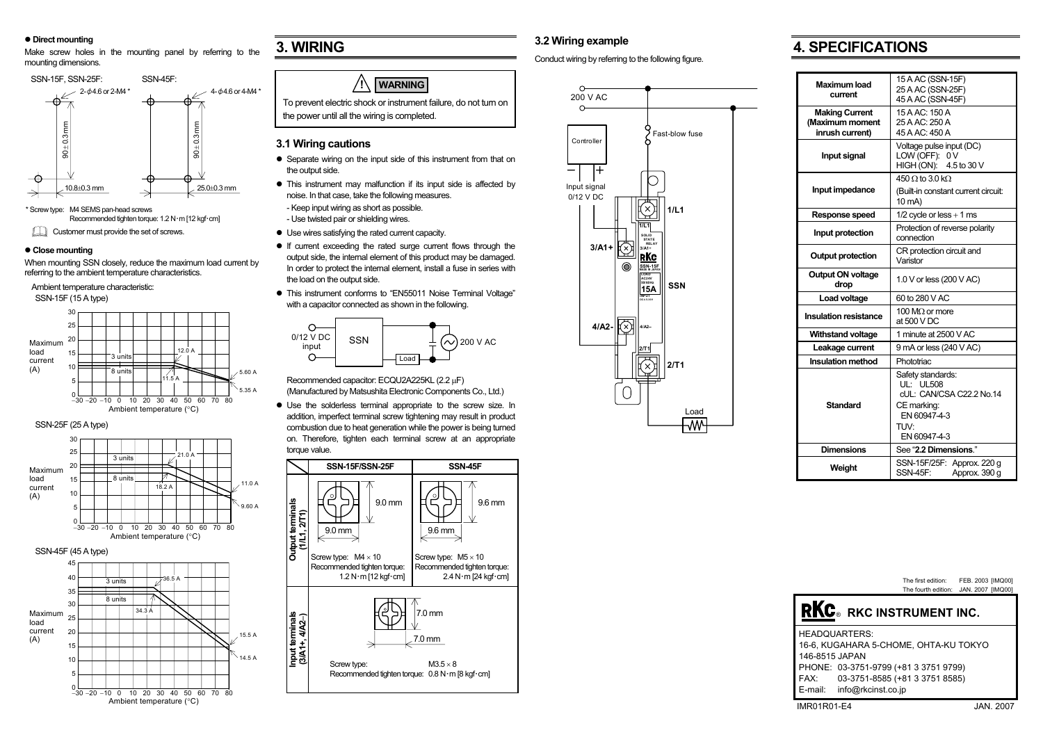● **Direct mounting**

Make screw holes in the mounting panel by referring to the mounting dimensions.

SSN-15F, SSN-25F:

2- ϕ4.6 or 2-M4 *

90±0.3mm

10.8±0.3 mm

SSN-45F:

4- ϕ4.6 or 4-M4 *

90±0.3mm

25.0±0.3 mm

\* Screw type: M4 SEMS pan-head screws
Recommended tighten torque: 1.2 N·m [12 kgf·cm]

Customer must provide the set of screws.

● **Close mounting**

When mounting SSN closely, reduce the maximum load current by referring to the ambient temperature characteristics.

Ambient temperature characteristic:

SSN-15F (15 A type)

Maximum load current (A)

30, 25, 20, 15, 10, 5, 0

3 units, 8 units

12.0 A, 11.5 A, 5.60 A, 5.35 A

−30 −20 −10 0 10 20 30 40 50 60 70 80

Ambient temperature (°C)

SSN-25F (25 A type)

Maximum load current (A)

30, 25, 20, 15, 10, 5, 0

3 units, 8 units

21.0 A, 18.2 A, 11.0 A, 9.60 A

−30 −20 −10 0 10 20 30 40 50 60 70 80

Ambient temperature (°C)

SSN-45F (45 A type)

Maximum load current (A)

45, 40, 35, 30, 25, 20, 15, 10, 5, 0

3 units, 8 units

36.5 A, 34.3 A, 15.5 A, 14.5 A

−30 −20 −10 0 10 20 30 40 50 60 70 80

Ambient temperature (°C)

# 3. WIRING

**! WARNING**

To prevent electric shock or instrument failure, do not turn on the power until all the wiring is completed.

## 3.1 Wiring cautions

- Separate wiring on the input side of this instrument from that on the output side.
- This instrument may malfunction if its input side is affected by noise. In that case, take the following measures.
  - Keep input wiring as short as possible.
  - Use twisted pair or shielding wires.
- Use wires satisfying the rated current capacity.
- If current exceeding the rated surge current flows through the output side, the internal element of this product may be damaged. In order to protect the internal element, install a fuse in series with the load on the output side.
- This instrument conforms to "EN55011 Noise Terminal Voltage" with a capacitor connected as shown in the following.

0/12 V DC input

SSN

Load

200 V AC

Recommended capacitor: ECQU2A225KL (2.2 μF)
(Manufactured by Matsushita Electronic Components Co., Ltd.)

- Use the solderless terminal appropriate to the screw size. In addition, imperfect terminal screw tightening may result in product combustion due to heat generation while the power is being turned on. Therefore, tighten each terminal screw at an appropriate torque value.

| | SSN-15F/SSN-25F | SSN-45F |
|---|---|---|
| Output terminals (1/L1, 2/T1) | 9.0 mm, 9.0 mm<br>Screw type: M4 × 10<br>Recommended tighten torque: 1.2 N·m [12 kgf·cm] | 9.6 mm, 9.6 mm<br>Screw type: M5 × 10<br>Recommended tighten torque: 2.4 N·m [24 kgf·cm] |
| Input terminals (3/A1+, 4/A2−) | 7.0 mm, 7.0 mm<br>Screw type: M3.5 × 8<br>Recommended tighten torque: 0.8 N·m [8 kgf·cm] | |

## 3.2 Wiring example

Conduct wiring by referring to the following figure.

200 V AC

Controller

Input signal 0/12 V DC

Fast-blow fuse

1/L1

3/A1+

SSN

4/A2-

2/T1

Load

# 4. SPECIFICATIONS

| | |
|---|---|
| **Maximum load current** | 15 A AC (SSN-15F)<br>25 A AC (SSN-25F)<br>45 A AC (SSN-45F) |
| **Making Current (Maximum moment inrush current)** | 15 A AC: 150 A<br>25 A AC: 250 A<br>45 A AC: 450 A |
| **Input signal** | Voltage pulse input (DC)<br>LOW (OFF): 0 V<br>HIGH (ON): 4.5 to 30 V |
| **Input impedance** | 450 Ω to 3.0 kΩ<br>(Built-in constant current circuit: 10 mA) |
| **Response speed** | 1/2 cycle or less + 1 ms |
| **Input protection** | Protection of reverse polarity connection |
| **Output protection** | CR protection circuit and Varistor |
| **Output ON voltage drop** | 1.0 V or less (200 V AC) |
| **Load voltage** | 60 to 280 V AC |
| **Insulation resistance** | 100 MΩ or more at 500 V DC |
| **Withstand voltage** | 1 minute at 2500 V AC |
| **Leakage current** | 9 mA or less (240 V AC) |
| **Insulation method** | Phototriac |
| **Standard** | Safety standards:<br>UL: UL508<br>cUL: CAN/CSA C22.2 No.14<br>CE marking:<br>EN 60947-4-3<br>TUV:<br>EN 60947-4-3 |
| **Dimensions** | See "**2.2 Dimensions**." |
| **Weight** | SSN-15F/25F: Approx. 220 g<br>SSN-45F: Approx. 390 g |

The first edition: FEB. 2003 [IMQ00]
The fourth edition: JAN. 2007 [IMQ00]

**RKC® RKC INSTRUMENT INC.**

HEADQUARTERS:
16-6, KUGAHARA 5-CHOME, OHTA-KU TOKYO
146-8515 JAPAN
PHONE: 03-3751-9799 (+81 3 3751 9799)
FAX: 03-3751-8585 (+81 3 3751 8585)
E-mail: info@rkcinst.co.jp

IMR01R01-E4 JAN. 2007